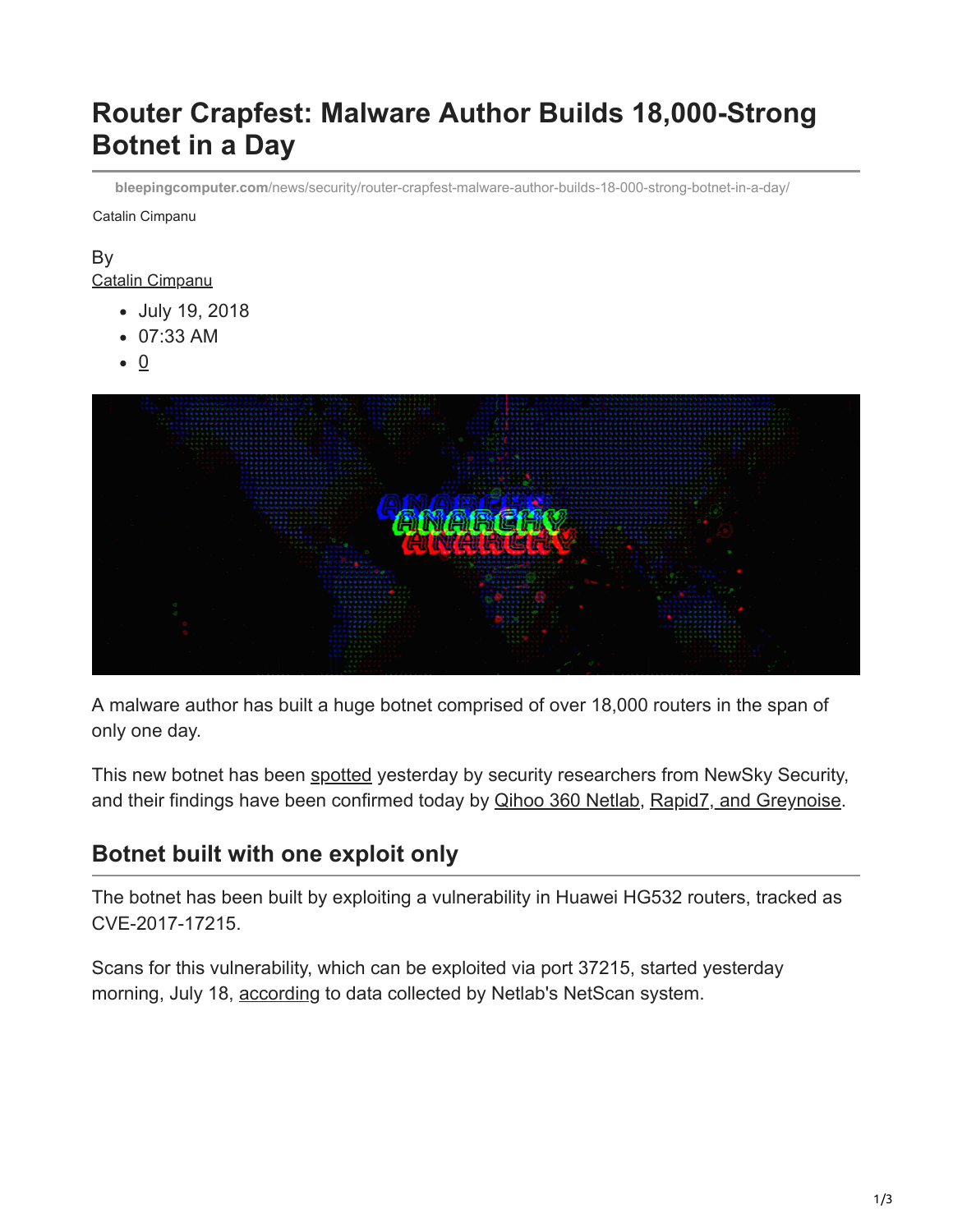# Router Crapfest: Malware Author Builds 18,000-Strong Botnet in a Day

**bleepingcomputer.com**/news/security/router-crapfest-malware-author-builds-18-000-strong-botnet-in-a-day/

Catalin Cimpanu

By
Catalin Cimpanu

- July 19, 2018
- 07:33 AM
- 0

A malware author has built a huge botnet comprised of over 18,000 routers in the span of only one day.

This new botnet has been spotted yesterday by security researchers from NewSky Security, and their findings have been confirmed today by Qihoo 360 Netlab, Rapid7, and Greynoise.

## Botnet built with one exploit only

The botnet has been built by exploiting a vulnerability in Huawei HG532 routers, tracked as CVE-2017-17215.

Scans for this vulnerability, which can be exploited via port 37215, started yesterday morning, July 18, according to data collected by Netlab's NetScan system.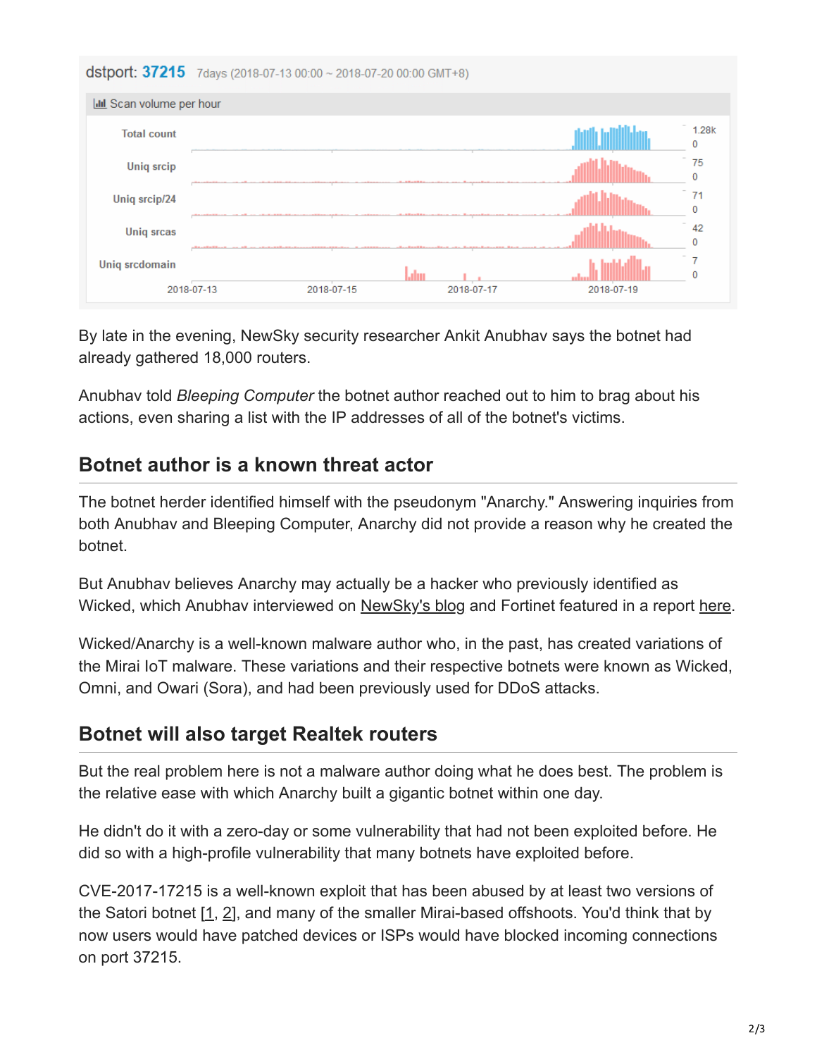By late in the evening, NewSky security researcher Ankit Anubhav says the botnet had already gathered 18,000 routers.

Anubhav told *Bleeping Computer* the botnet author reached out to him to brag about his actions, even sharing a list with the IP addresses of all of the botnet's victims.

## Botnet author is a known threat actor

The botnet herder identified himself with the pseudonym "Anarchy." Answering inquiries from both Anubhav and Bleeping Computer, Anarchy did not provide a reason why he created the botnet.

But Anubhav believes Anarchy may actually be a hacker who previously identified as Wicked, which Anubhav interviewed on NewSky's blog and Fortinet featured in a report here.

Wicked/Anarchy is a well-known malware author who, in the past, has created variations of the Mirai IoT malware. These variations and their respective botnets were known as Wicked, Omni, and Owari (Sora), and had been previously used for DDoS attacks.

## Botnet will also target Realtek routers

But the real problem here is not a malware author doing what he does best. The problem is the relative ease with which Anarchy built a gigantic botnet within one day.

He didn't do it with a zero-day or some vulnerability that had not been exploited before. He did so with a high-profile vulnerability that many botnets have exploited before.

CVE-2017-17215 is a well-known exploit that has been abused by at least two versions of the Satori botnet [1, 2], and many of the smaller Mirai-based offshoots. You'd think that by now users would have patched devices or ISPs would have blocked incoming connections on port 37215.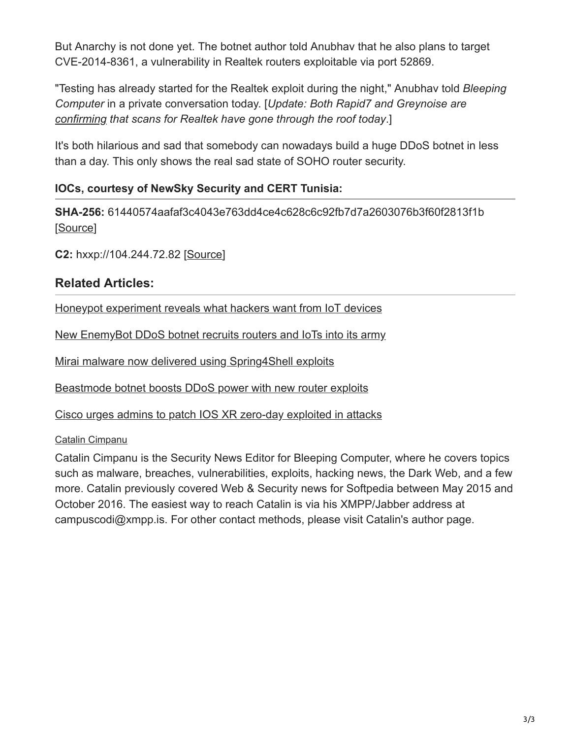But Anarchy is not done yet. The botnet author told Anubhav that he also plans to target CVE-2014-8361, a vulnerability in Realtek routers exploitable via port 52869.

"Testing has already started for the Realtek exploit during the night," Anubhav told *Bleeping Computer* in a private conversation today. [*Update: Both Rapid7 and Greynoise are confirming that scans for Realtek have gone through the roof today*.]

It's both hilarious and sad that somebody can nowadays build a huge DDoS botnet in less than a day. This only shows the real sad state of SOHO router security.

**IOCs, courtesy of NewSky Security and CERT Tunisia:**

**SHA-256:** 61440574aafaf3c4043e763dd4ce4c628c6c92fb7d7a2603076b3f60f2813f1b [Source]

**C2:** hxxp://104.244.72.82 [Source]

## Related Articles:

Honeypot experiment reveals what hackers want from IoT devices

New EnemyBot DDoS botnet recruits routers and IoTs into its army

Mirai malware now delivered using Spring4Shell exploits

Beastmode botnet boosts DDoS power with new router exploits

Cisco urges admins to patch IOS XR zero-day exploited in attacks

Catalin Cimpanu

Catalin Cimpanu is the Security News Editor for Bleeping Computer, where he covers topics such as malware, breaches, vulnerabilities, exploits, hacking news, the Dark Web, and a few more. Catalin previously covered Web & Security news for Softpedia between May 2015 and October 2016. The easiest way to reach Catalin is via his XMPP/Jabber address at campuscodi@xmpp.is. For other contact methods, please visit Catalin's author page.